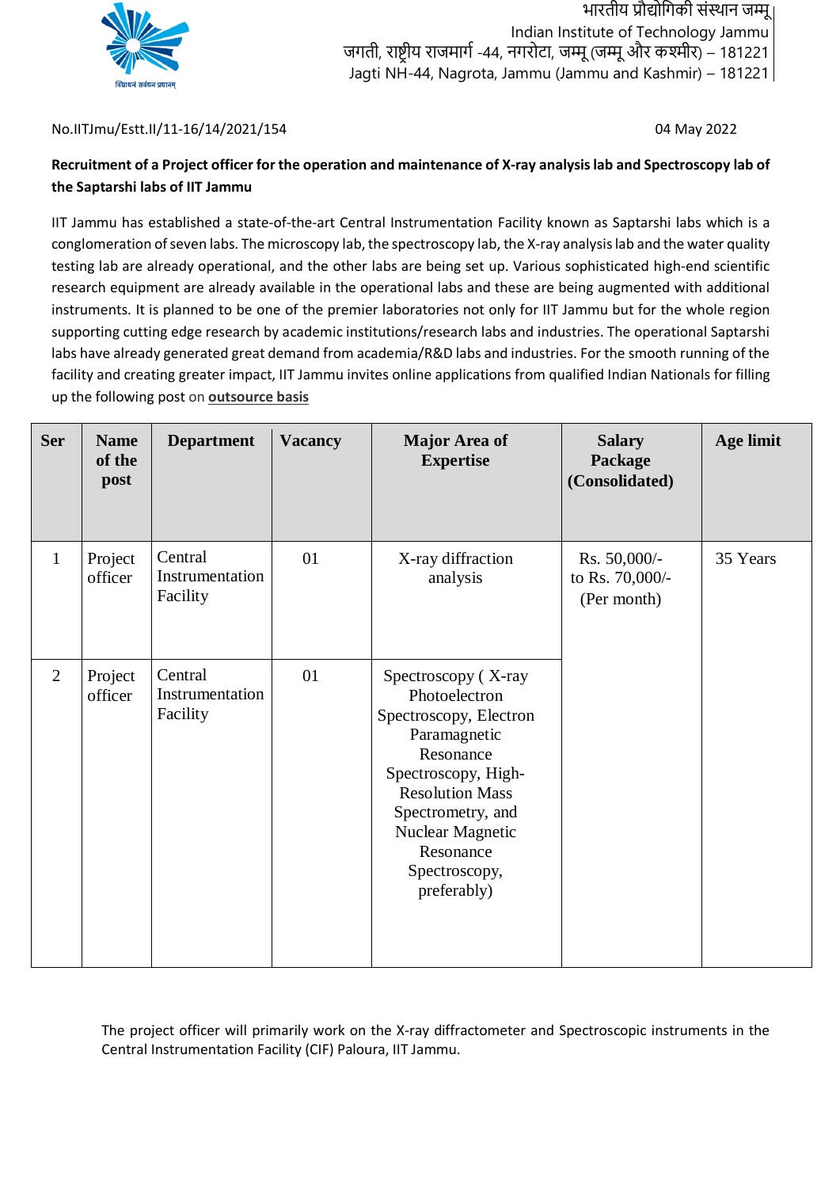भारतीय प्रौद्योगिकी संस्थान जम्मू
Indian Institute of Technology Jammu
जगती, राष्ट्रीय राजमार्ग -44, नगरोटा, जम्मू (जम्मू और कश्मीर) – 181221
Jagti NH-44, Nagrota, Jammu (Jammu and Kashmir) – 181221

No.IITJmu/Estt.II/11-16/14/2021/154

04 May 2022

**Recruitment of a Project officer for the operation and maintenance of X-ray analysis lab and Spectroscopy lab of the Saptarshi labs of IIT Jammu**

IIT Jammu has established a state-of-the-art Central Instrumentation Facility known as Saptarshi labs which is a conglomeration of seven labs. The microscopy lab, the spectroscopy lab, the X-ray analysis lab and the water quality testing lab are already operational, and the other labs are being set up. Various sophisticated high-end scientific research equipment are already available in the operational labs and these are being augmented with additional instruments. It is planned to be one of the premier laboratories not only for IIT Jammu but for the whole region supporting cutting edge research by academic institutions/research labs and industries. The operational Saptarshi labs have already generated great demand from academia/R&D labs and industries. For the smooth running of the facility and creating greater impact, IIT Jammu invites online applications from qualified Indian Nationals for filling up the following post on **outsource basis**

| Ser | Name of the post | Department | Vacancy | Major Area of Expertise | Salary Package (Consolidated) | Age limit |
|---|---|---|---|---|---|---|
| 1 | Project officer | Central Instrumentation Facility | 01 | X-ray diffraction analysis | Rs. 50,000/- to Rs. 70,000/- (Per month) | 35 Years |
| 2 | Project officer | Central Instrumentation Facility | 01 | Spectroscopy ( X-ray Photoelectron Spectroscopy, Electron Paramagnetic Resonance Spectroscopy, High-Resolution Mass Spectrometry, and Nuclear Magnetic Resonance Spectroscopy, preferably) | | |

The project officer will primarily work on the X-ray diffractometer and Spectroscopic instruments in the Central Instrumentation Facility (CIF) Paloura, IIT Jammu.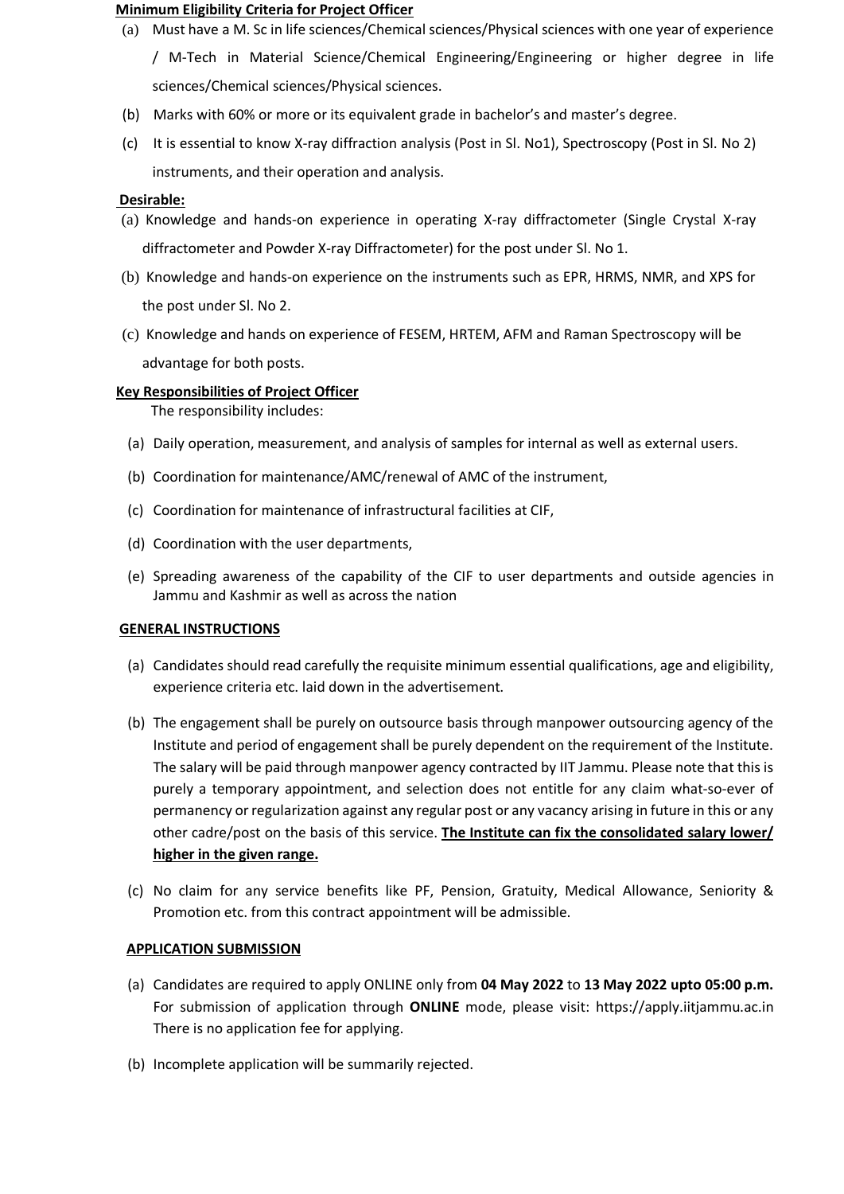**Minimum Eligibility Criteria for Project Officer**

(a) Must have a M. Sc in life sciences/Chemical sciences/Physical sciences with one year of experience / M-Tech in Material Science/Chemical Engineering/Engineering or higher degree in life sciences/Chemical sciences/Physical sciences.

(b) Marks with 60% or more or its equivalent grade in bachelor's and master's degree.

(c) It is essential to know X-ray diffraction analysis (Post in Sl. No1), Spectroscopy (Post in Sl. No 2) instruments, and their operation and analysis.

**Desirable:**

(a) Knowledge and hands-on experience in operating X-ray diffractometer (Single Crystal X-ray diffractometer and Powder X-ray Diffractometer) for the post under Sl. No 1.

(b) Knowledge and hands-on experience on the instruments such as EPR, HRMS, NMR, and XPS for the post under Sl. No 2.

(c) Knowledge and hands on experience of FESEM, HRTEM, AFM and Raman Spectroscopy will be advantage for both posts.

**Key Responsibilities of Project Officer**

The responsibility includes:

(a) Daily operation, measurement, and analysis of samples for internal as well as external users.

(b) Coordination for maintenance/AMC/renewal of AMC of the instrument,

(c) Coordination for maintenance of infrastructural facilities at CIF,

(d) Coordination with the user departments,

(e) Spreading awareness of the capability of the CIF to user departments and outside agencies in Jammu and Kashmir as well as across the nation

**GENERAL INSTRUCTIONS**

(a) Candidates should read carefully the requisite minimum essential qualifications, age and eligibility, experience criteria etc. laid down in the advertisement.

(b) The engagement shall be purely on outsource basis through manpower outsourcing agency of the Institute and period of engagement shall be purely dependent on the requirement of the Institute. The salary will be paid through manpower agency contracted by IIT Jammu. Please note that this is purely a temporary appointment, and selection does not entitle for any claim what-so-ever of permanency or regularization against any regular post or any vacancy arising in future in this or any other cadre/post on the basis of this service. **The Institute can fix the consolidated salary lower/ higher in the given range.**

(c) No claim for any service benefits like PF, Pension, Gratuity, Medical Allowance, Seniority & Promotion etc. from this contract appointment will be admissible.

**APPLICATION SUBMISSION**

(a) Candidates are required to apply ONLINE only from **04 May 2022** to **13 May 2022 upto 05:00 p.m.** For submission of application through **ONLINE** mode, please visit: https://apply.iitjammu.ac.in There is no application fee for applying.

(b) Incomplete application will be summarily rejected.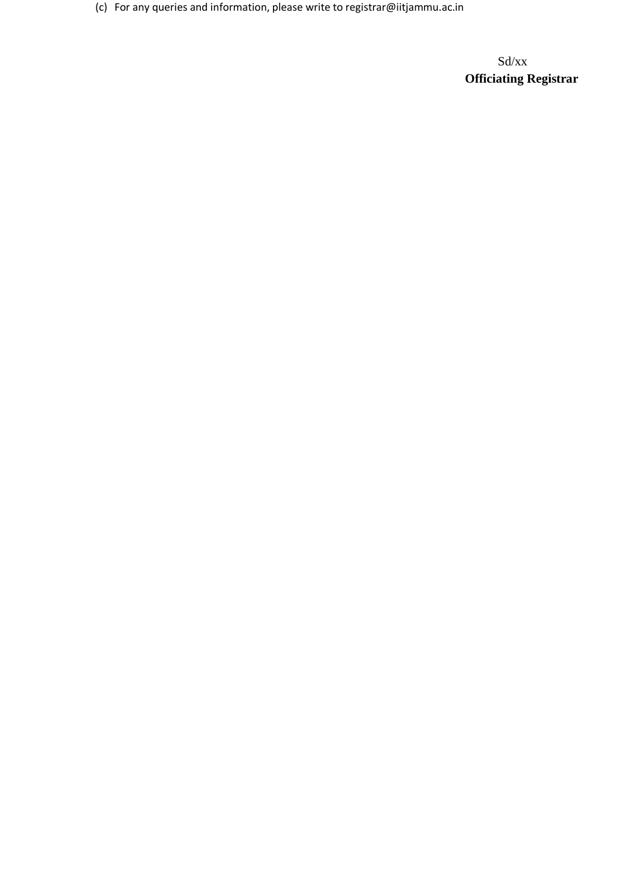(c) For any queries and information, please write to registrar@iitjammu.ac.in

Sd/xx

**Officiating Registrar**